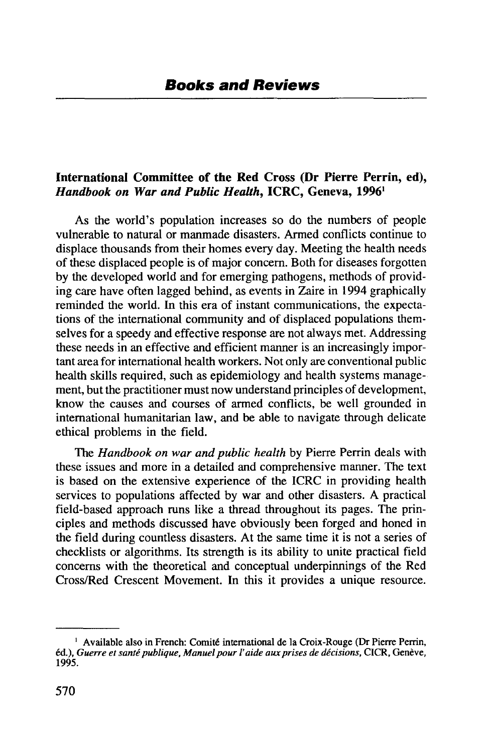# Books and Reviews

**International Committee of the Red Cross (Dr Pierre Perrin, ed), *Handbook on War and Public Health*, ICRC, Geneva, 1996**[1]

As the world's population increases so do the numbers of people vulnerable to natural or manmade disasters. Armed conflicts continue to displace thousands from their homes every day. Meeting the health needs of these displaced people is of major concern. Both for diseases forgotten by the developed world and for emerging pathogens, methods of providing care have often lagged behind, as events in Zaire in 1994 graphically reminded the world. In this era of instant communications, the expectations of the international community and of displaced populations themselves for a speedy and effective response are not always met. Addressing these needs in an effective and efficient manner is an increasingly important area for international health workers. Not only are conventional public health skills required, such as epidemiology and health systems management, but the practitioner must now understand principles of development, know the causes and courses of armed conflicts, be well grounded in international humanitarian law, and be able to navigate through delicate ethical problems in the field.

The *Handbook on war and public health* by Pierre Perrin deals with these issues and more in a detailed and comprehensive manner. The text is based on the extensive experience of the ICRC in providing health services to populations affected by war and other disasters. A practical field-based approach runs like a thread throughout its pages. The principles and methods discussed have obviously been forged and honed in the field during countless disasters. At the same time it is not a series of checklists or algorithms. Its strength is its ability to unite practical field concerns with the theoretical and conceptual underpinnings of the Red Cross/Red Crescent Movement. In this it provides a unique resource.

---

[1] Available also in French: Comité international de la Croix-Rouge (Dr Pierre Perrin, éd.), *Guerre et santé publique, Manuel pour l'aide aux prises de décisions*, CICR, Genève, 1995.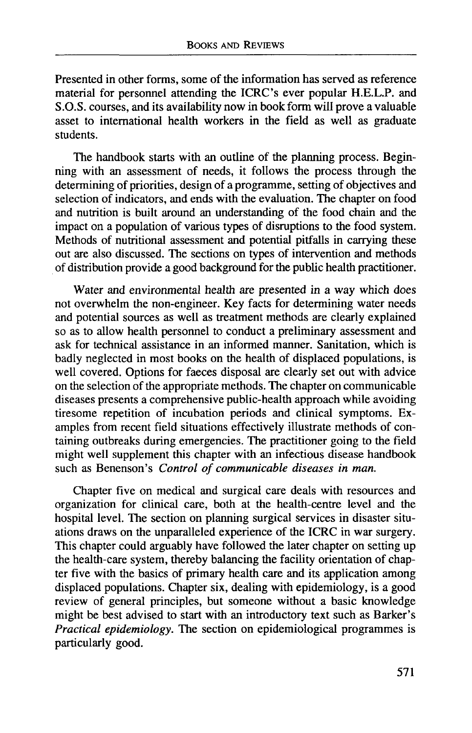Presented in other forms, some of the information has served as reference material for personnel attending the ICRC's ever popular H.E.L.P. and S.O.S. courses, and its availability now in book form will prove a valuable asset to international health workers in the field as well as graduate students.

The handbook starts with an outline of the planning process. Beginning with an assessment of needs, it follows the process through the determining of priorities, design of a programme, setting of objectives and selection of indicators, and ends with the evaluation. The chapter on food and nutrition is built around an understanding of the food chain and the impact on a population of various types of disruptions to the food system. Methods of nutritional assessment and potential pitfalls in carrying these out are also discussed. The sections on types of intervention and methods of distribution provide a good background for the public health practitioner.

Water and environmental health are presented in a way which does not overwhelm the non-engineer. Key facts for determining water needs and potential sources as well as treatment methods are clearly explained so as to allow health personnel to conduct a preliminary assessment and ask for technical assistance in an informed manner. Sanitation, which is badly neglected in most books on the health of displaced populations, is well covered. Options for faeces disposal are clearly set out with advice on the selection of the appropriate methods. The chapter on communicable diseases presents a comprehensive public-health approach while avoiding tiresome repetition of incubation periods and clinical symptoms. Examples from recent field situations effectively illustrate methods of containing outbreaks during emergencies. The practitioner going to the field might well supplement this chapter with an infectious disease handbook such as Benenson's *Control of communicable diseases in man.*

Chapter five on medical and surgical care deals with resources and organization for clinical care, both at the health-centre level and the hospital level. The section on planning surgical services in disaster situations draws on the unparalleled experience of the ICRC in war surgery. This chapter could arguably have followed the later chapter on setting up the health-care system, thereby balancing the facility orientation of chapter five with the basics of primary health care and its application among displaced populations. Chapter six, dealing with epidemiology, is a good review of general principles, but someone without a basic knowledge might be best advised to start with an introductory text such as Barker's *Practical epidemiology.* The section on epidemiological programmes is particularly good.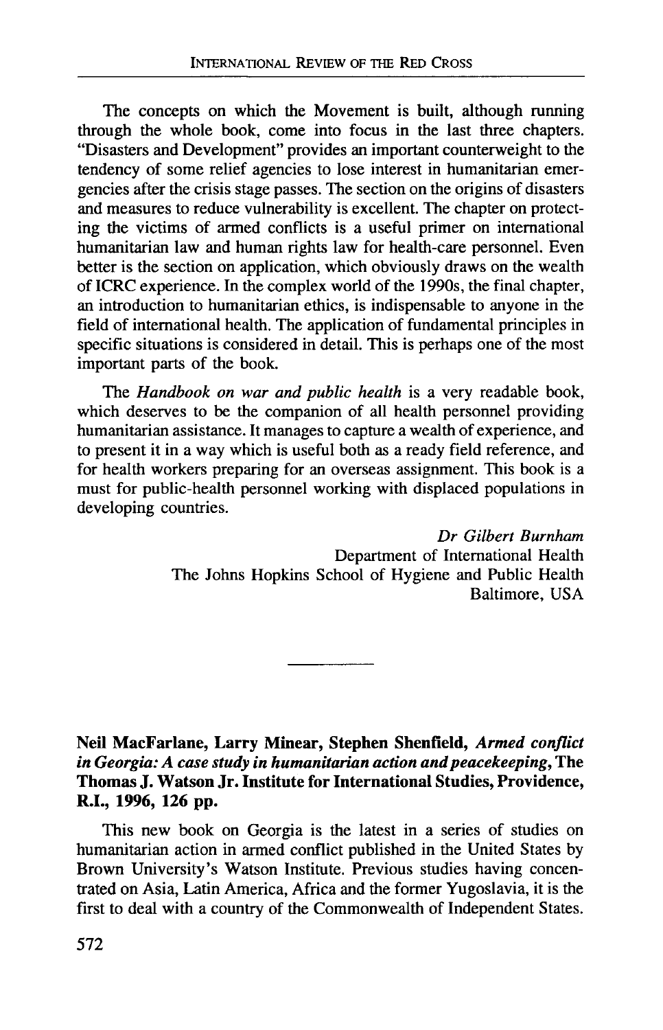The concepts on which the Movement is built, although running through the whole book, come into focus in the last three chapters. "Disasters and Development" provides an important counterweight to the tendency of some relief agencies to lose interest in humanitarian emergencies after the crisis stage passes. The section on the origins of disasters and measures to reduce vulnerability is excellent. The chapter on protecting the victims of armed conflicts is a useful primer on international humanitarian law and human rights law for health-care personnel. Even better is the section on application, which obviously draws on the wealth of ICRC experience. In the complex world of the 1990s, the final chapter, an introduction to humanitarian ethics, is indispensable to anyone in the field of international health. The application of fundamental principles in specific situations is considered in detail. This is perhaps one of the most important parts of the book.

The *Handbook on war and public health* is a very readable book, which deserves to be the companion of all health personnel providing humanitarian assistance. It manages to capture a wealth of experience, and to present it in a way which is useful both as a ready field reference, and for health workers preparing for an overseas assignment. This book is a must for public-health personnel working with displaced populations in developing countries.

*Dr Gilbert Burnham*
Department of International Health
The Johns Hopkins School of Hygiene and Public Health
Baltimore, USA

---

**Neil MacFarlane, Larry Minear, Stephen Shenfield, *Armed conflict in Georgia: A case study in humanitarian action and peacekeeping*, The Thomas J. Watson Jr. Institute for International Studies, Providence, R.I., 1996, 126 pp.**

This new book on Georgia is the latest in a series of studies on humanitarian action in armed conflict published in the United States by Brown University's Watson Institute. Previous studies having concentrated on Asia, Latin America, Africa and the former Yugoslavia, it is the first to deal with a country of the Commonwealth of Independent States.